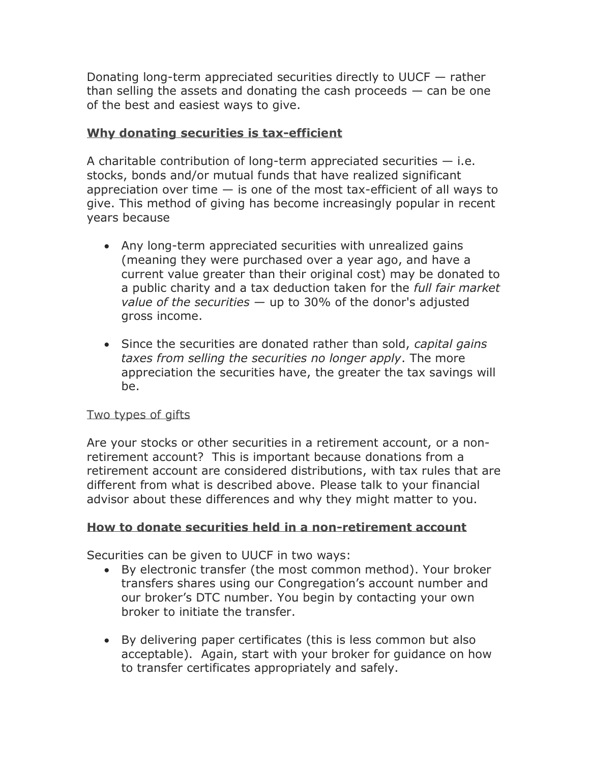Donating long-term appreciated securities directly to UUCF — rather than selling the assets and donating the cash proceeds — can be one of the best and easiest ways to give.

## **Why donating securities is tax-efficient**

A charitable contribution of long-term appreciated securities — i.e. stocks, bonds and/or mutual funds that have realized significant appreciation over time — is one of the most tax-efficient of all ways to give. This method of giving has become increasingly popular in recent years because

- Any long-term appreciated securities with unrealized gains (meaning they were purchased over a year ago, and have a current value greater than their original cost) may be donated to a public charity and a tax deduction taken for the *full fair market value of the securities* — up to 30% of the donor's adjusted gross income.

- Since the securities are donated rather than sold, *capital gains taxes from selling the securities no longer apply*. The more appreciation the securities have, the greater the tax savings will be.

### Two types of gifts

Are your stocks or other securities in a retirement account, or a non-retirement account? This is important because donations from a retirement account are considered distributions, with tax rules that are different from what is described above. Please talk to your financial advisor about these differences and why they might matter to you.

## **How to donate securities held in a non-retirement account**

Securities can be given to UUCF in two ways:

- By electronic transfer (the most common method). Your broker transfers shares using our Congregation's account number and our broker's DTC number. You begin by contacting your own broker to initiate the transfer.

- By delivering paper certificates (this is less common but also acceptable). Again, start with your broker for guidance on how to transfer certificates appropriately and safely.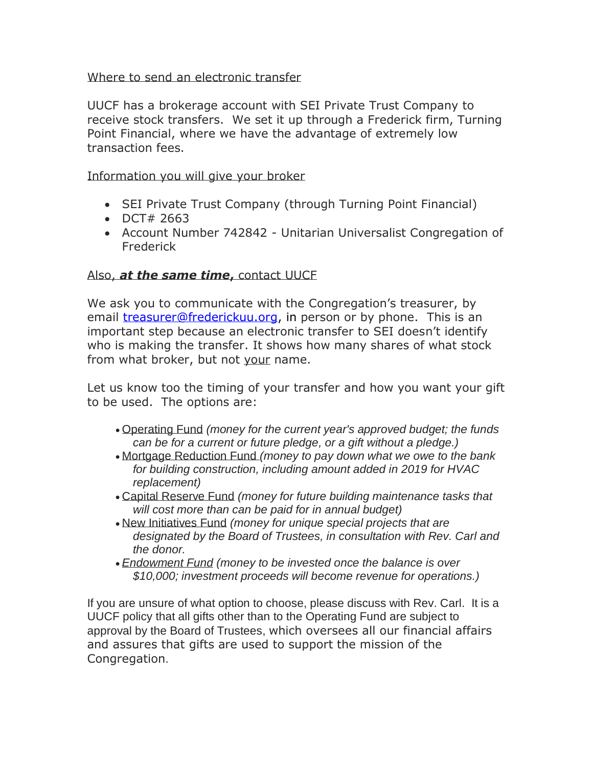Where to send an electronic transfer

UUCF has a brokerage account with SEI Private Trust Company to receive stock transfers. We set it up through a Frederick firm, Turning Point Financial, where we have the advantage of extremely low transaction fees.

Information you will give your broker

- SEI Private Trust Company (through Turning Point Financial)
- DCT# 2663
- Account Number 742842 - Unitarian Universalist Congregation of Frederick

Also, ***at the same time,*** contact UUCF

We ask you to communicate with the Congregation's treasurer, by email treasurer@frederickuu.org, in person or by phone. This is an important step because an electronic transfer to SEI doesn't identify who is making the transfer. It shows how many shares of what stock from what broker, but not your name.

Let us know too the timing of your transfer and how you want your gift to be used. The options are:

- Operating Fund *(money for the current year's approved budget; the funds can be for a current or future pledge, or a gift without a pledge.)*
- Mortgage Reduction Fund *(money to pay down what we owe to the bank for building construction, including amount added in 2019 for HVAC replacement)*
- Capital Reserve Fund *(money for future building maintenance tasks that will cost more than can be paid for in annual budget)*
- New Initiatives Fund *(money for unique special projects that are designated by the Board of Trustees, in consultation with Rev. Carl and the donor.*
- *Endowment Fund (money to be invested once the balance is over $10,000; investment proceeds will become revenue for operations.)*

If you are unsure of what option to choose, please discuss with Rev. Carl. It is a UUCF policy that all gifts other than to the Operating Fund are subject to approval by the Board of Trustees, which oversees all our financial affairs and assures that gifts are used to support the mission of the Congregation.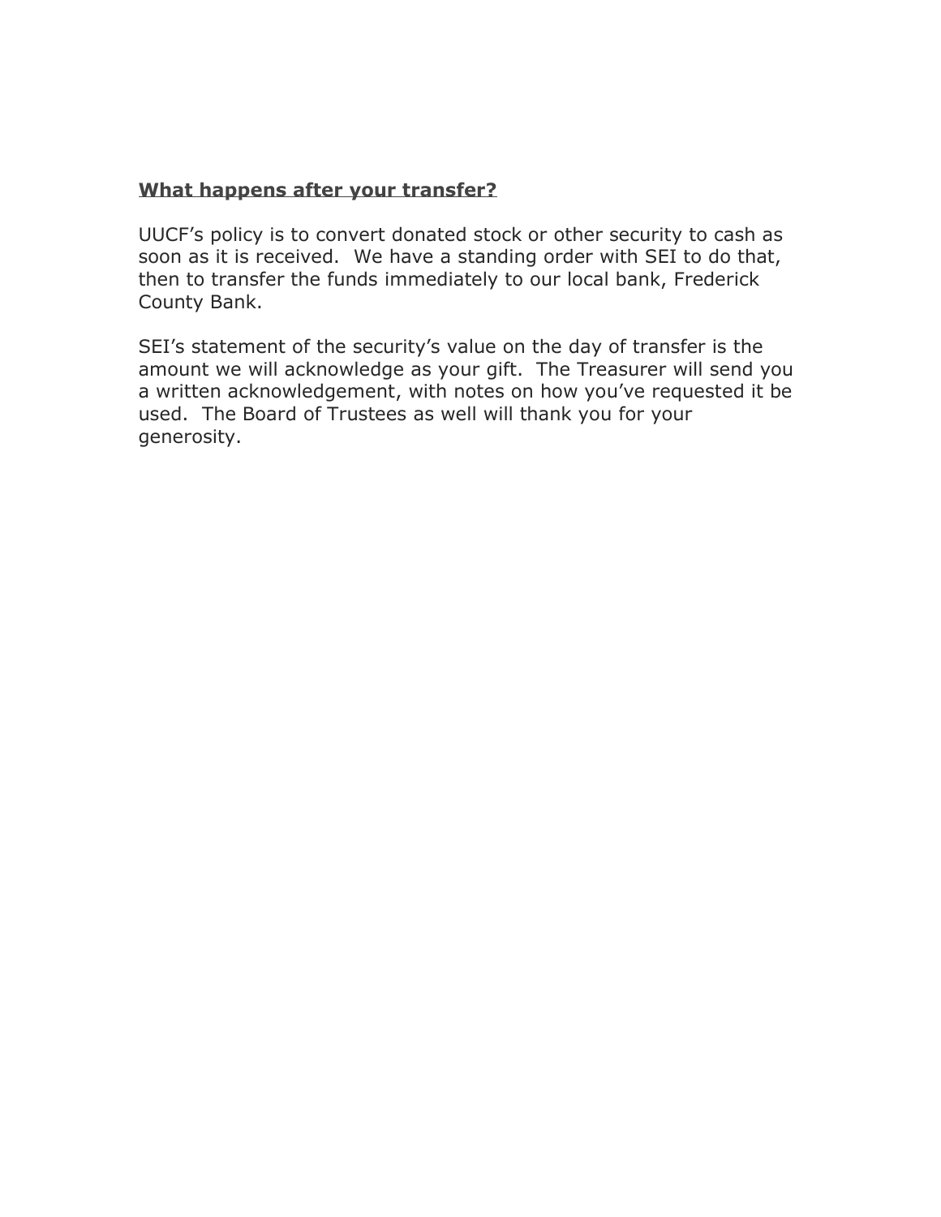## **What happens after your transfer?**

UUCF's policy is to convert donated stock or other security to cash as soon as it is received. We have a standing order with SEI to do that, then to transfer the funds immediately to our local bank, Frederick County Bank.

SEI's statement of the security's value on the day of transfer is the amount we will acknowledge as your gift. The Treasurer will send you a written acknowledgement, with notes on how you've requested it be used. The Board of Trustees as well will thank you for your generosity.